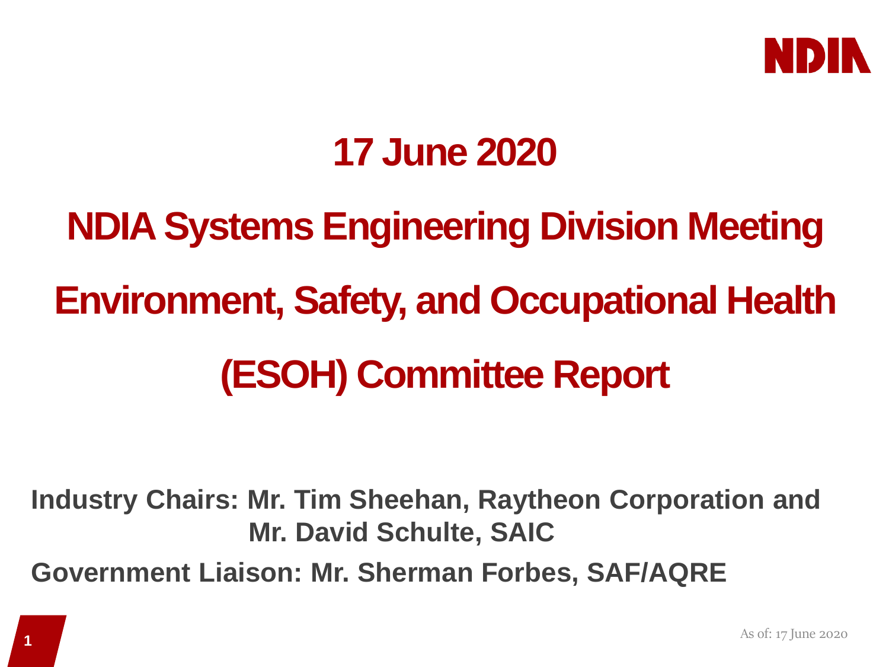# 17 June 2020

# NDIA Systems Engineering Division Meeting

# Environment, Safety, and Occupational Health (ESOH) Committee Report

**Industry Chairs: Mr. Tim Sheehan, Raytheon Corporation and Mr. David Schulte, SAIC**

**Government Liaison: Mr. Sherman Forbes, SAF/AQRE**

As of: 17 June 2020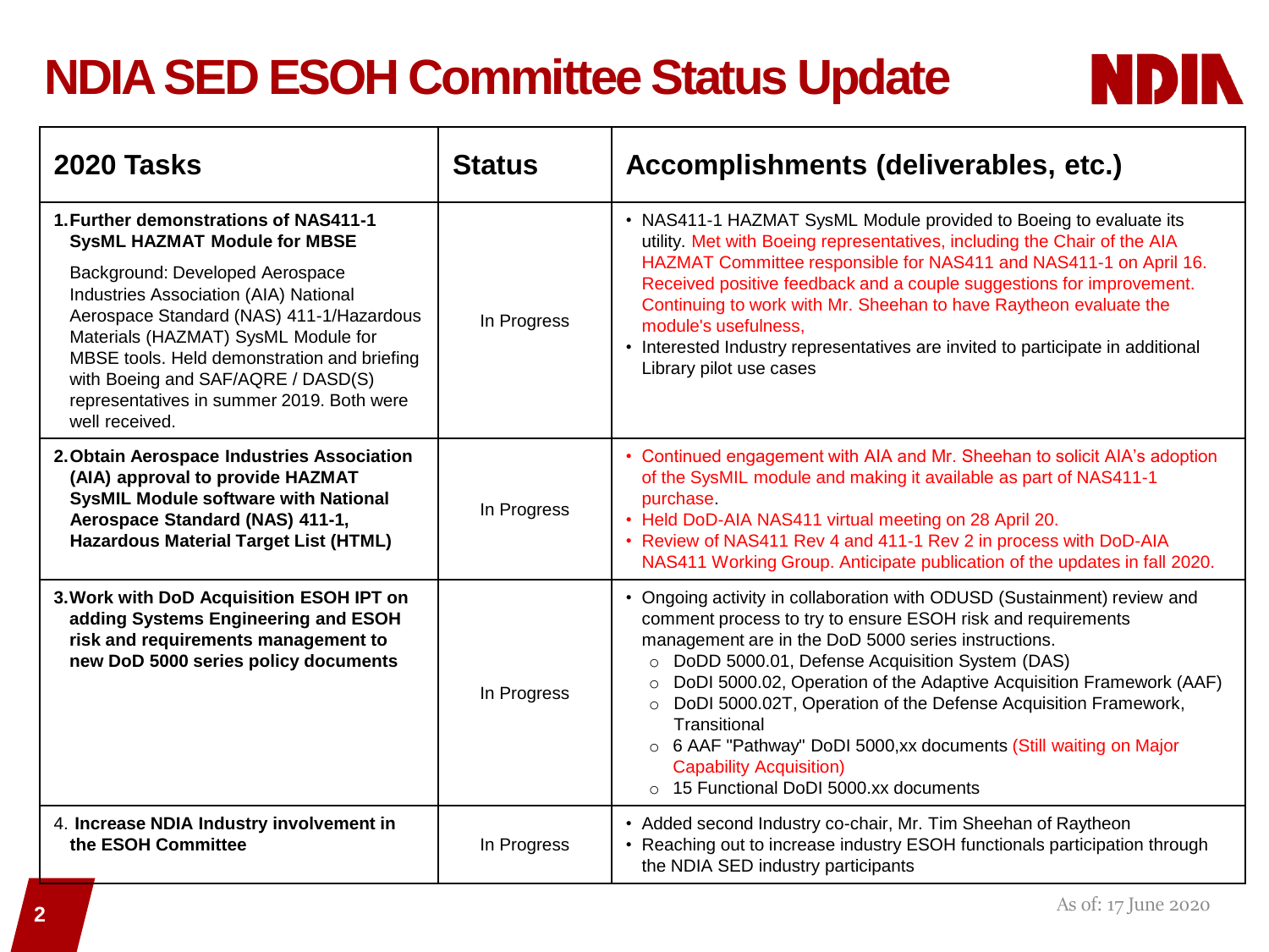# NDIA SED ESOH Committee Status Update

| 2020 Tasks | Status | Accomplishments (deliverables, etc.) |
|---|---|---|
| **1. Further demonstrations of NAS411-1 SysML HAZMAT Module for MBSE**<br><br>Background: Developed Aerospace Industries Association (AIA) National Aerospace Standard (NAS) 411-1/Hazardous Materials (HAZMAT) SysML Module for MBSE tools. Held demonstration and briefing with Boeing and SAF/AQRE / DASD(S) representatives in summer 2019. Both were well received. | In Progress | • NAS411-1 HAZMAT SysML Module provided to Boeing to evaluate its utility. Met with Boeing representatives, including the Chair of the AIA HAZMAT Committee responsible for NAS411 and NAS411-1 on April 16. Received positive feedback and a couple suggestions for improvement. Continuing to work with Mr. Sheehan to have Raytheon evaluate the module's usefulness,<br>• Interested Industry representatives are invited to participate in additional Library pilot use cases |
| **2. Obtain Aerospace Industries Association (AIA) approval to provide HAZMAT SysMIL Module software with National Aerospace Standard (NAS) 411-1, Hazardous Material Target List (HTML)** | In Progress | • Continued engagement with AIA and Mr. Sheehan to solicit AIA's adoption of the SysMIL module and making it available as part of NAS411-1 purchase.<br>• Held DoD-AIA NAS411 virtual meeting on 28 April 20.<br>• Review of NAS411 Rev 4 and 411-1 Rev 2 in process with DoD-AIA NAS411 Working Group. Anticipate publication of the updates in fall 2020. |
| **3. Work with DoD Acquisition ESOH IPT on adding Systems Engineering and ESOH risk and requirements management to new DoD 5000 series policy documents** | In Progress | • Ongoing activity in collaboration with ODUSD (Sustainment) review and comment process to try to ensure ESOH risk and requirements management are in the DoD 5000 series instructions.<br>  ○ DoDD 5000.01, Defense Acquisition System (DAS)<br>  ○ DoDI 5000.02, Operation of the Adaptive Acquisition Framework (AAF)<br>  ○ DoDI 5000.02T, Operation of the Defense Acquisition Framework, Transitional<br>  ○ 6 AAF "Pathway" DoDI 5000,xx documents (Still waiting on Major Capability Acquisition)<br>  ○ 15 Functional DoDI 5000.xx documents |
| 4. **Increase NDIA Industry involvement in the ESOH Committee** | In Progress | • Added second Industry co-chair, Mr. Tim Sheehan of Raytheon<br>• Reaching out to increase industry ESOH functionals participation through the NDIA SED industry participants |

As of: 17 June 2020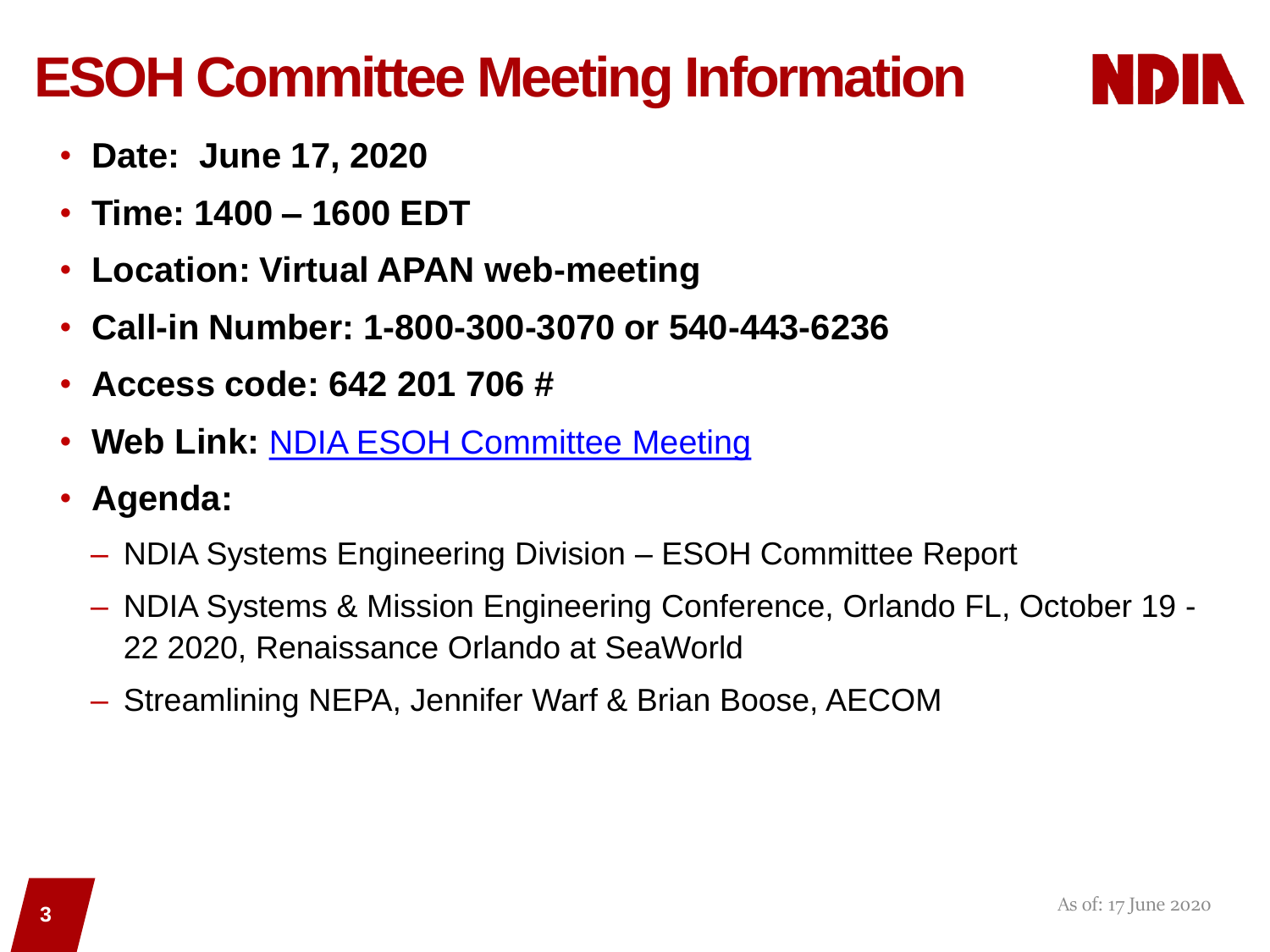# ESOH Committee Meeting Information

- **Date: June 17, 2020**
- **Time: 1400 – 1600 EDT**
- **Location: Virtual APAN web-meeting**
- **Call-in Number: 1-800-300-3070 or 540-443-6236**
- **Access code: 642 201 706 #**
- **Web Link:** NDIA ESOH Committee Meeting
- **Agenda:**
  - NDIA Systems Engineering Division – ESOH Committee Report
  - NDIA Systems & Mission Engineering Conference, Orlando FL, October 19 - 22 2020, Renaissance Orlando at SeaWorld
  - Streamlining NEPA, Jennifer Warf & Brian Boose, AECOM

As of: 17 June 2020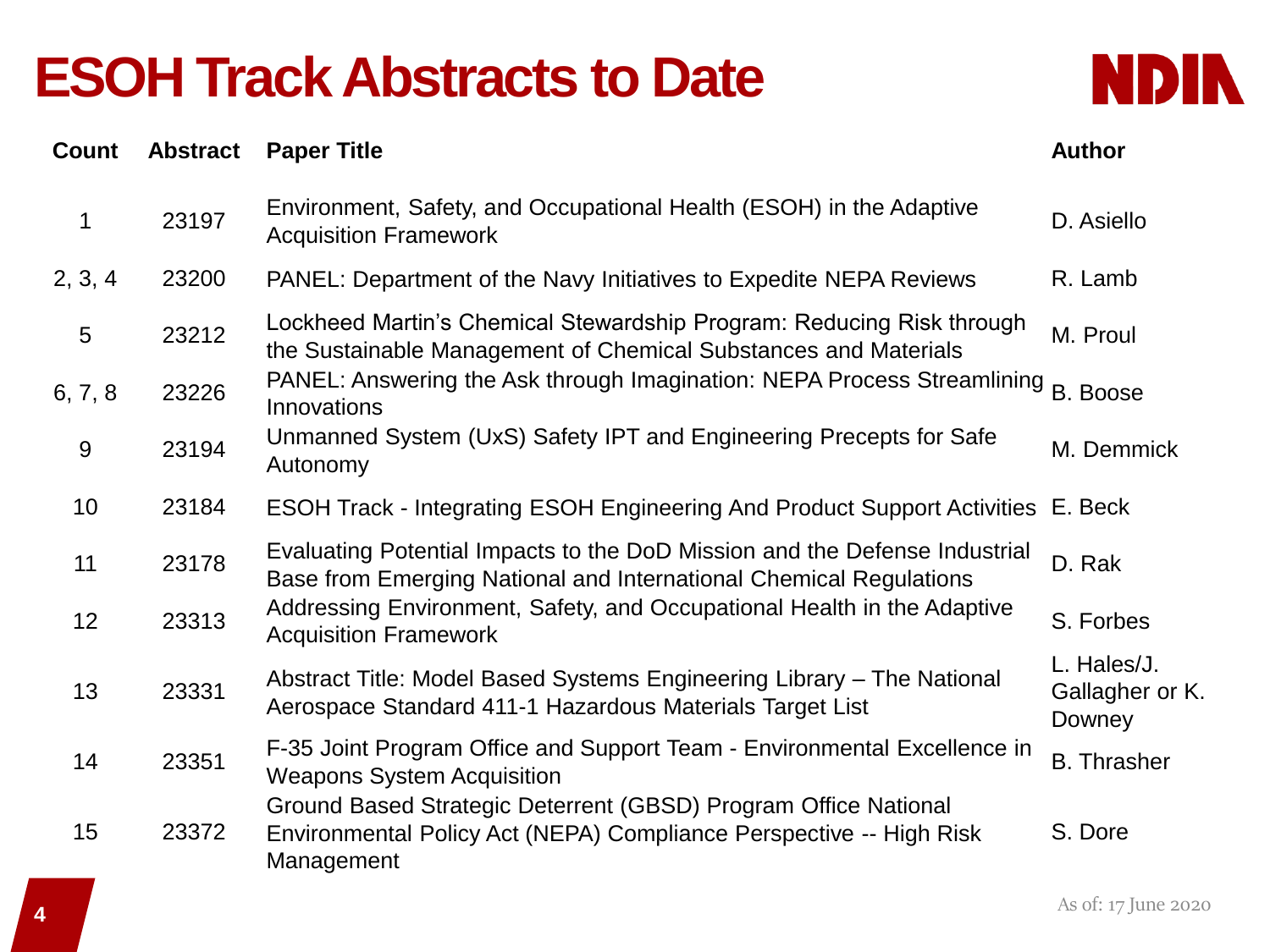# ESOH Track Abstracts to Date

| Count | Abstract | Paper Title | Author |
|---|---|---|---|
| 1 | 23197 | Environment, Safety, and Occupational Health (ESOH) in the Adaptive Acquisition Framework | D. Asiello |
| 2, 3, 4 | 23200 | PANEL: Department of the Navy Initiatives to Expedite NEPA Reviews | R. Lamb |
| 5 | 23212 | Lockheed Martin's Chemical Stewardship Program: Reducing Risk through the Sustainable Management of Chemical Substances and Materials | M. Proul |
| 6, 7, 8 | 23226 | PANEL: Answering the Ask through Imagination: NEPA Process Streamlining Innovations | B. Boose |
| 9 | 23194 | Unmanned System (UxS) Safety IPT and Engineering Precepts for Safe Autonomy | M. Demmick |
| 10 | 23184 | ESOH Track - Integrating ESOH Engineering And Product Support Activities | E. Beck |
| 11 | 23178 | Evaluating Potential Impacts to the DoD Mission and the Defense Industrial Base from Emerging National and International Chemical Regulations | D. Rak |
| 12 | 23313 | Addressing Environment, Safety, and Occupational Health in the Adaptive Acquisition Framework | S. Forbes |
| 13 | 23331 | Abstract Title: Model Based Systems Engineering Library – The National Aerospace Standard 411-1 Hazardous Materials Target List | L. Hales/J. Gallagher or K. Downey |
| 14 | 23351 | F-35 Joint Program Office and Support Team - Environmental Excellence in Weapons System Acquisition | B. Thrasher |
| 15 | 23372 | Ground Based Strategic Deterrent (GBSD) Program Office National Environmental Policy Act (NEPA) Compliance Perspective -- High Risk Management | S. Dore |

As of: 17 June 2020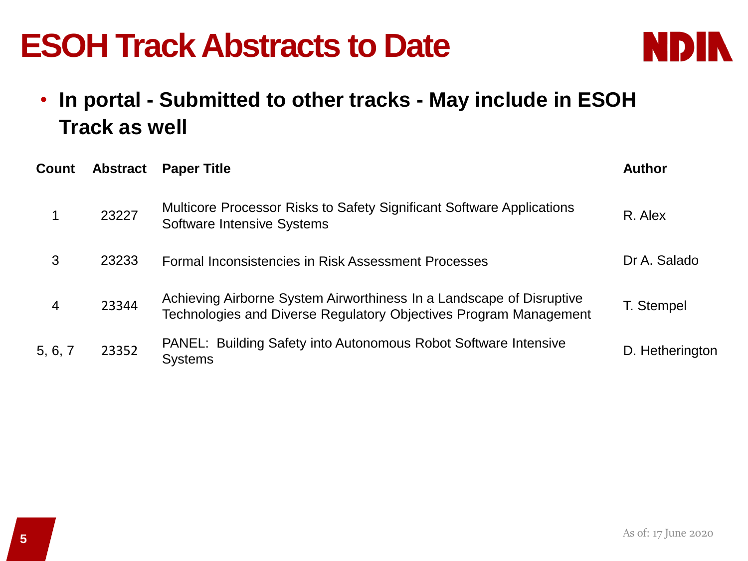# ESOH Track Abstracts to Date

- **In portal - Submitted to other tracks - May include in ESOH Track as well**

| Count | Abstract | Paper Title | Author |
|---|---|---|---|
| 1 | 23227 | Multicore Processor Risks to Safety Significant Software Applications Software Intensive Systems | R. Alex |
| 3 | 23233 | Formal Inconsistencies in Risk Assessment Processes | Dr A. Salado |
| 4 | 23344 | Achieving Airborne System Airworthiness In a Landscape of Disruptive Technologies and Diverse Regulatory Objectives Program Management | T. Stempel |
| 5, 6, 7 | 23352 | PANEL: Building Safety into Autonomous Robot Software Intensive Systems | D. Hetherington |

As of: 17 June 2020